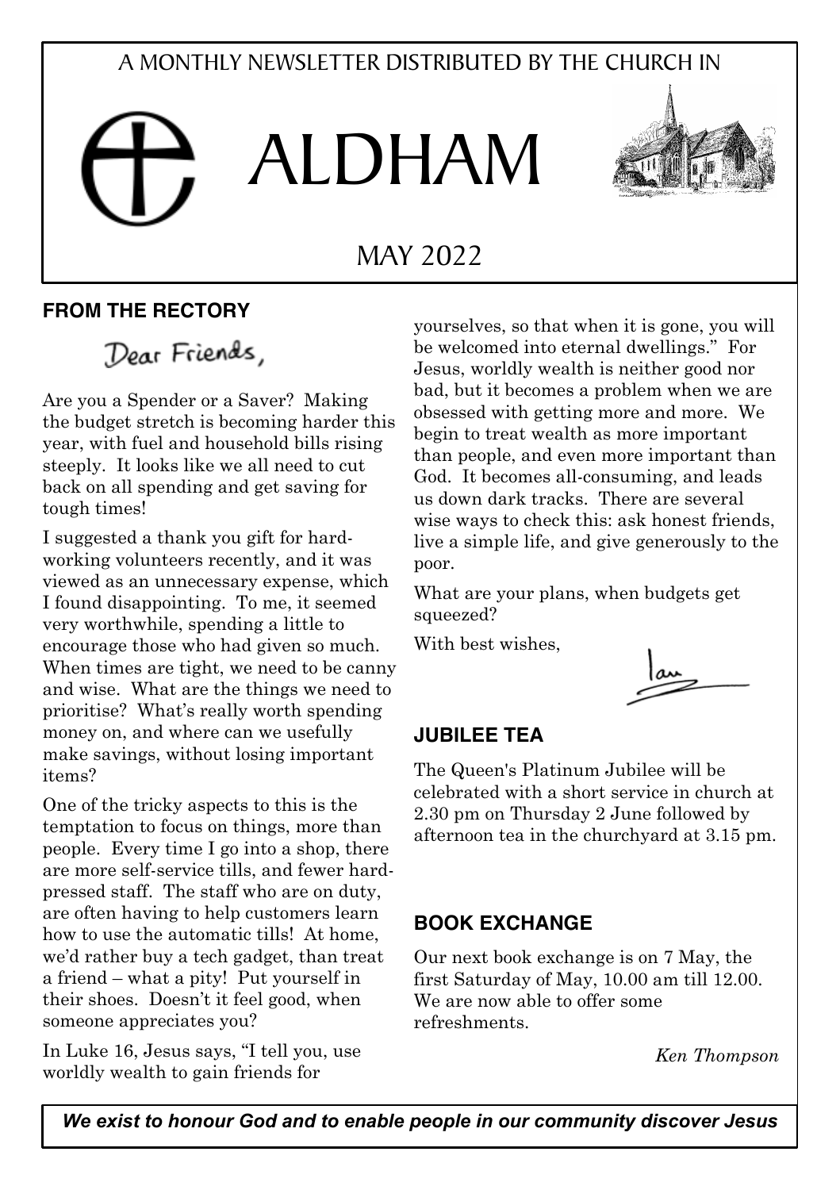A MONTHLY NEWSLETTER DISTRIBUTED BY THE CHURCH IN

# ALDHAM

MAY 2022

## FROM THE RECTORY

Dear Friends,

Are you a Spender or a Saver? Making the budget stretch is becoming harder this year, with fuel and household bills rising steeply. It looks like we all need to cut back on all spending and get saving for tough times!

I suggested a thank you gift for hard-working volunteers recently, and it was viewed as an unnecessary expense, which I found disappointing. To me, it seemed very worthwhile, spending a little to encourage those who had given so much. When times are tight, we need to be canny and wise. What are the things we need to prioritise? What's really worth spending money on, and where can we usefully make savings, without losing important items?

One of the tricky aspects to this is the temptation to focus on things, more than people. Every time I go into a shop, there are more self-service tills, and fewer hard-pressed staff. The staff who are on duty, are often having to help customers learn how to use the automatic tills! At home, we'd rather buy a tech gadget, than treat a friend – what a pity! Put yourself in their shoes. Doesn't it feel good, when someone appreciates you?

In Luke 16, Jesus says, "I tell you, use worldly wealth to gain friends for yourselves, so that when it is gone, you will be welcomed into eternal dwellings." For Jesus, worldly wealth is neither good nor bad, but it becomes a problem when we are obsessed with getting more and more. We begin to treat wealth as more important than people, and even more important than God. It becomes all-consuming, and leads us down dark tracks. There are several wise ways to check this: ask honest friends, live a simple life, and give generously to the poor.

What are your plans, when budgets get squeezed?

With best wishes,

Ian

## JUBILEE TEA

The Queen's Platinum Jubilee will be celebrated with a short service in church at 2.30 pm on Thursday 2 June followed by afternoon tea in the churchyard at 3.15 pm.

## BOOK EXCHANGE

Our next book exchange is on 7 May, the first Saturday of May, 10.00 am till 12.00. We are now able to offer some refreshments.

*Ken Thompson*

***We exist to honour God and to enable people in our community discover Jesus***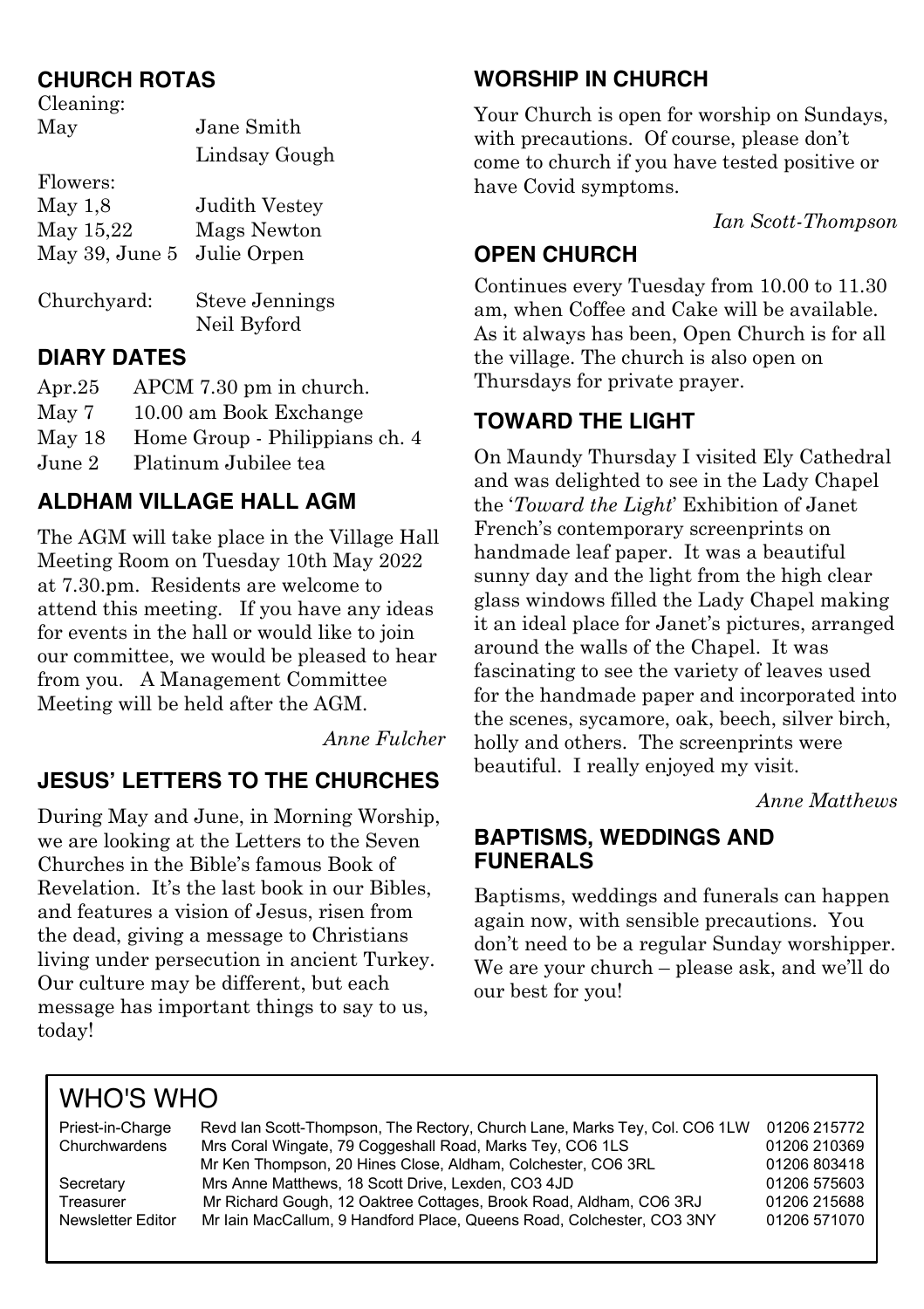## CHURCH ROTAS

| | |
|---|---|
| Cleaning: | |
| May | Jane Smith |
| | Lindsay Gough |
| Flowers: | |
| May 1,8 | Judith Vestey |
| May 15,22 | Mags Newton |
| May 39, June 5 | Julie Orpen |
| Churchyard: | Steve Jennings |
| | Neil Byford |

## DIARY DATES

| | |
|---|---|
| Apr.25 | APCM 7.30 pm in church. |
| May 7 | 10.00 am Book Exchange |
| May 18 | Home Group - Philippians ch. 4 |
| June 2 | Platinum Jubilee tea |

## ALDHAM VILLAGE HALL AGM

The AGM will take place in the Village Hall Meeting Room on Tuesday 10th May 2022 at 7.30.pm. Residents are welcome to attend this meeting. If you have any ideas for events in the hall or would like to join our committee, we would be pleased to hear from you. A Management Committee Meeting will be held after the AGM.

*Anne Fulcher*

## JESUS' LETTERS TO THE CHURCHES

During May and June, in Morning Worship, we are looking at the Letters to the Seven Churches in the Bible's famous Book of Revelation. It's the last book in our Bibles, and features a vision of Jesus, risen from the dead, giving a message to Christians living under persecution in ancient Turkey. Our culture may be different, but each message has important things to say to us, today!

## WORSHIP IN CHURCH

Your Church is open for worship on Sundays, with precautions. Of course, please don't come to church if you have tested positive or have Covid symptoms.

*Ian Scott-Thompson*

## OPEN CHURCH

Continues every Tuesday from 10.00 to 11.30 am, when Coffee and Cake will be available. As it always has been, Open Church is for all the village. The church is also open on Thursdays for private prayer.

## TOWARD THE LIGHT

On Maundy Thursday I visited Ely Cathedral and was delighted to see in the Lady Chapel the '*Toward the Light*' Exhibition of Janet French's contemporary screenprints on handmade leaf paper. It was a beautiful sunny day and the light from the high clear glass windows filled the Lady Chapel making it an ideal place for Janet's pictures, arranged around the walls of the Chapel. It was fascinating to see the variety of leaves used for the handmade paper and incorporated into the scenes, sycamore, oak, beech, silver birch, holly and others. The screenprints were beautiful. I really enjoyed my visit.

*Anne Matthews*

## BAPTISMS, WEDDINGS AND FUNERALS

Baptisms, weddings and funerals can happen again now, with sensible precautions. You don't need to be a regular Sunday worshipper. We are your church – please ask, and we'll do our best for you!

## WHO'S WHO

| | | |
|---|---|---|
| Priest-in-Charge | Revd Ian Scott-Thompson, The Rectory, Church Lane, Marks Tey, Col. CO6 1LW | 01206 215772 |
| Churchwardens | Mrs Coral Wingate, 79 Coggeshall Road, Marks Tey, CO6 1LS | 01206 210369 |
| | Mr Ken Thompson, 20 Hines Close, Aldham, Colchester, CO6 3RL | 01206 803418 |
| Secretary | Mrs Anne Matthews, 18 Scott Drive, Lexden, CO3 4JD | 01206 575603 |
| Treasurer | Mr Richard Gough, 12 Oaktree Cottages, Brook Road, Aldham, CO6 3RJ | 01206 215688 |
| Newsletter Editor | Mr Iain MacCallum, 9 Handford Place, Queens Road, Colchester, CO3 3NY | 01206 571070 |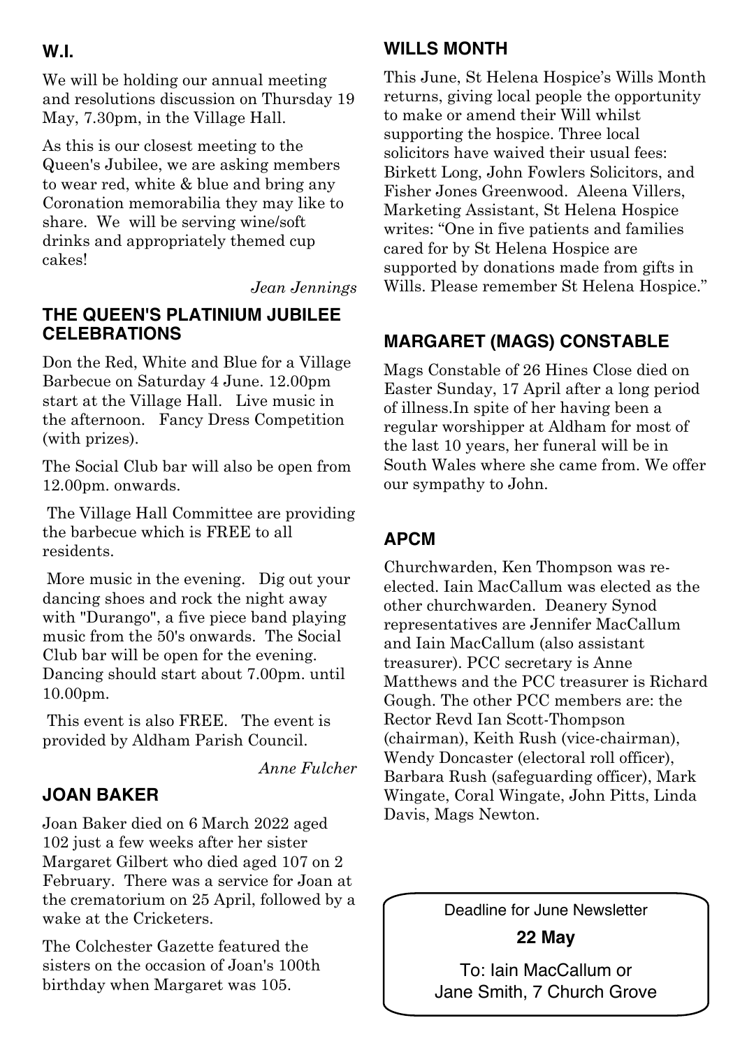## W.I.

We will be holding our annual meeting and resolutions discussion on Thursday 19 May, 7.30pm, in the Village Hall.

As this is our closest meeting to the Queen's Jubilee, we are asking members to wear red, white & blue and bring any Coronation memorabilia they may like to share. We will be serving wine/soft drinks and appropriately themed cup cakes!

*Jean Jennings*

## THE QUEEN'S PLATINIUM JUBILEE CELEBRATIONS

Don the Red, White and Blue for a Village Barbecue on Saturday 4 June. 12.00pm start at the Village Hall. Live music in the afternoon. Fancy Dress Competition (with prizes).

The Social Club bar will also be open from 12.00pm. onwards.

The Village Hall Committee are providing the barbecue which is FREE to all residents.

More music in the evening. Dig out your dancing shoes and rock the night away with "Durango", a five piece band playing music from the 50's onwards. The Social Club bar will be open for the evening. Dancing should start about 7.00pm. until 10.00pm.

This event is also FREE. The event is provided by Aldham Parish Council.

*Anne Fulcher*

## JOAN BAKER

Joan Baker died on 6 March 2022 aged 102 just a few weeks after her sister Margaret Gilbert who died aged 107 on 2 February. There was a service for Joan at the crematorium on 25 April, followed by a wake at the Cricketers.

The Colchester Gazette featured the sisters on the occasion of Joan's 100th birthday when Margaret was 105.

## WILLS MONTH

This June, St Helena Hospice's Wills Month returns, giving local people the opportunity to make or amend their Will whilst supporting the hospice. Three local solicitors have waived their usual fees: Birkett Long, John Fowlers Solicitors, and Fisher Jones Greenwood. Aleena Villers, Marketing Assistant, St Helena Hospice writes: "One in five patients and families cared for by St Helena Hospice are supported by donations made from gifts in Wills. Please remember St Helena Hospice."

## MARGARET (MAGS) CONSTABLE

Mags Constable of 26 Hines Close died on Easter Sunday, 17 April after a long period of illness.In spite of her having been a regular worshipper at Aldham for most of the last 10 years, her funeral will be in South Wales where she came from. We offer our sympathy to John.

## APCM

Churchwarden, Ken Thompson was re-elected. Iain MacCallum was elected as the other churchwarden. Deanery Synod representatives are Jennifer MacCallum and Iain MacCallum (also assistant treasurer). PCC secretary is Anne Matthews and the PCC treasurer is Richard Gough. The other PCC members are: the Rector Revd Ian Scott-Thompson (chairman), Keith Rush (vice-chairman), Wendy Doncaster (electoral roll officer), Barbara Rush (safeguarding officer), Mark Wingate, Coral Wingate, John Pitts, Linda Davis, Mags Newton.

Deadline for June Newsletter

**22 May**

To: Iain MacCallum or Jane Smith, 7 Church Grove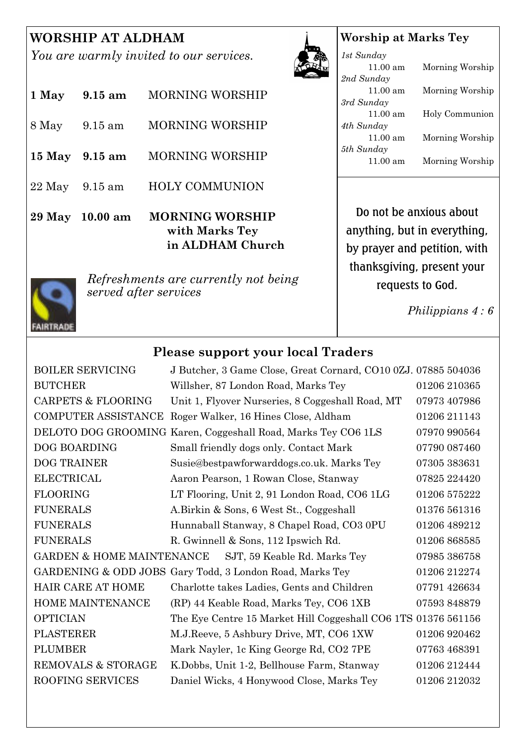## WORSHIP AT ALDHAM

*You are warmly invited to our services.*

| | | |
|---|---|---|
| **1 May** | **9.15 am** | **MORNING WORSHIP** |
| 8 May | 9.15 am | MORNING WORSHIP |
| **15 May** | **9.15 am** | **MORNING WORSHIP** |
| 22 May | 9.15 am | HOLY COMMUNION |
| **29 May** | **10.00 am** | **MORNING WORSHIP with Marks Tey in ALDHAM Church** |

*Refreshments are currently not being served after services*

## Worship at Marks Tey

| | | |
|---|---|---|
| *1st Sunday* | 11.00 am | Morning Worship |
| *2nd Sunday* | 11.00 am | Morning Worship |
| *3rd Sunday* | 11.00 am | Holy Communion |
| *4th Sunday* | 11.00 am | Morning Worship |
| *5th Sunday* | 11.00 am | Morning Worship |

Do not be anxious about anything, but in everything, by prayer and petition, with thanksgiving, present your requests to God.

*Philippians 4 : 6*

## Please support your local Traders

| | | |
|---|---|---|
| BOILER SERVICING | J Butcher, 3 Game Close, Great Cornard, CO10 0ZJ. | 07885 504036 |
| BUTCHER | Willsher, 87 London Road, Marks Tey | 01206 210365 |
| CARPETS & FLOORING | Unit 1, Flyover Nurseries, 8 Coggeshall Road, MT | 07973 407986 |
| COMPUTER ASSISTANCE | Roger Walker, 16 Hines Close, Aldham | 01206 211143 |
| DELOTO DOG GROOMING | Karen, Coggeshall Road, Marks Tey CO6 1LS | 07970 990564 |
| DOG BOARDING | Small friendly dogs only. Contact Mark | 07790 087460 |
| DOG TRAINER | Susie@bestpawforwarddogs.co.uk. Marks Tey | 07305 383631 |
| ELECTRICAL | Aaron Pearson, 1 Rowan Close, Stanway | 07825 224420 |
| FLOORING | LT Flooring, Unit 2, 91 London Road, CO6 1LG | 01206 575222 |
| FUNERALS | A.Birkin & Sons, 6 West St., Coggeshall | 01376 561316 |
| FUNERALS | Hunnaball Stanway, 8 Chapel Road, CO3 0PU | 01206 489212 |
| FUNERALS | R. Gwinnell & Sons, 112 Ipswich Rd. | 01206 868585 |
| GARDEN & HOME MAINTENANCE | SJT, 59 Keable Rd. Marks Tey | 07985 386758 |
| GARDENING & ODD JOBS | Gary Todd, 3 London Road, Marks Tey | 01206 212274 |
| HAIR CARE AT HOME | Charlotte takes Ladies, Gents and Children | 07791 426634 |
| HOME MAINTENANCE | (RP) 44 Keable Road, Marks Tey, CO6 1XB | 07593 848879 |
| OPTICIAN | The Eye Centre 15 Market Hill Coggeshall CO6 1TS | 01376 561156 |
| PLASTERER | M.J.Reeve, 5 Ashbury Drive, MT, CO6 1XW | 01206 920462 |
| PLUMBER | Mark Nayler, 1c King George Rd, CO2 7PE | 07763 468391 |
| REMOVALS & STORAGE | K.Dobbs, Unit 1-2, Bellhouse Farm, Stanway | 01206 212444 |
| ROOFING SERVICES | Daniel Wicks, 4 Honywood Close, Marks Tey | 01206 212032 |